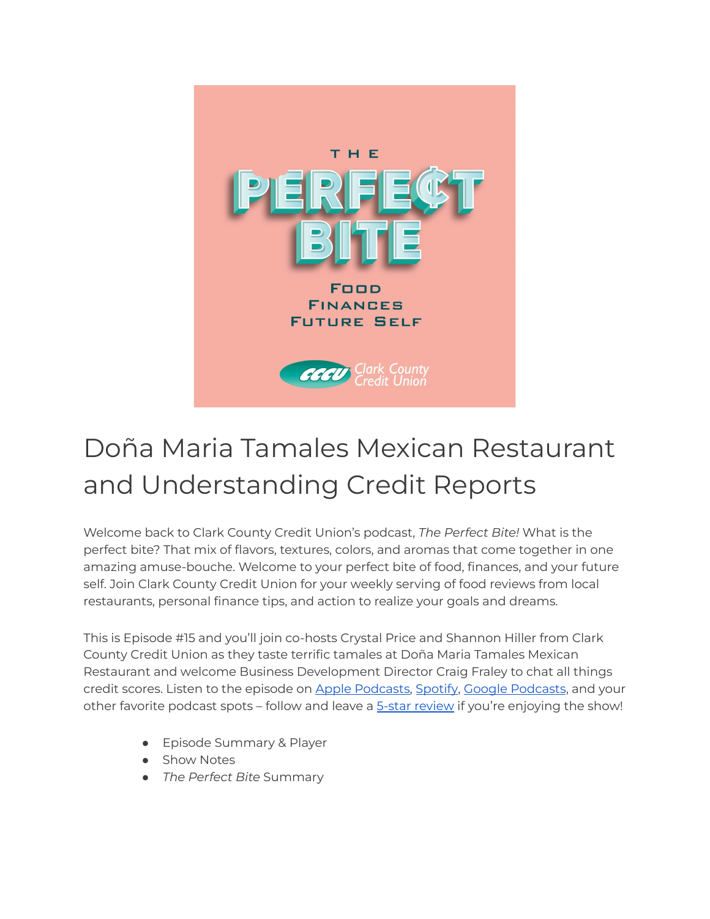# Doña Maria Tamales Mexican Restaurant and Understanding Credit Reports

Welcome back to Clark County Credit Union's podcast, *The Perfect Bite!* What is the perfect bite? That mix of flavors, textures, colors, and aromas that come together in one amazing amuse-bouche. Welcome to your perfect bite of food, finances, and your future self. Join Clark County Credit Union for your weekly serving of food reviews from local restaurants, personal finance tips, and action to realize your goals and dreams.

This is Episode #15 and you'll join co-hosts Crystal Price and Shannon Hiller from Clark County Credit Union as they taste terrific tamales at Doña Maria Tamales Mexican Restaurant and welcome Business Development Director Craig Fraley to chat all things credit scores. Listen to the episode on Apple Podcasts, Spotify, Google Podcasts, and your other favorite podcast spots – follow and leave a 5-star review if you're enjoying the show!

- Episode Summary & Player
- Show Notes
- *The Perfect Bite* Summary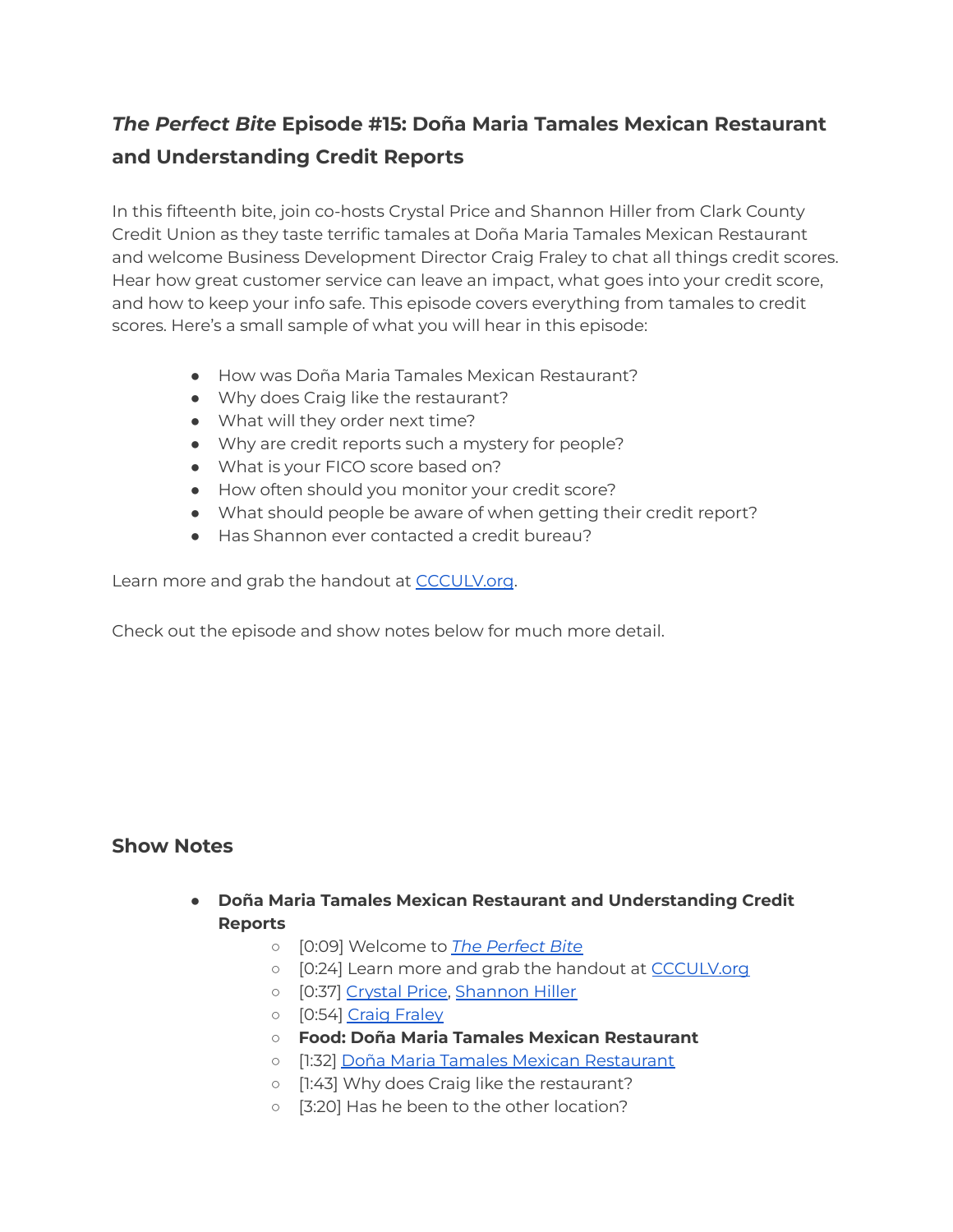## *The Perfect Bite* Episode #15: Doña Maria Tamales Mexican Restaurant and Understanding Credit Reports

In this fifteenth bite, join co-hosts Crystal Price and Shannon Hiller from Clark County Credit Union as they taste terrific tamales at Doña Maria Tamales Mexican Restaurant and welcome Business Development Director Craig Fraley to chat all things credit scores. Hear how great customer service can leave an impact, what goes into your credit score, and how to keep your info safe. This episode covers everything from tamales to credit scores. Here's a small sample of what you will hear in this episode:

- How was Doña Maria Tamales Mexican Restaurant?
- Why does Craig like the restaurant?
- What will they order next time?
- Why are credit reports such a mystery for people?
- What is your FICO score based on?
- How often should you monitor your credit score?
- What should people be aware of when getting their credit report?
- Has Shannon ever contacted a credit bureau?

Learn more and grab the handout at CCCULV.org.

Check out the episode and show notes below for much more detail.

## Show Notes

- **Doña Maria Tamales Mexican Restaurant and Understanding Credit Reports**
  - [0:09] Welcome to *The Perfect Bite*
  - [0:24] Learn more and grab the handout at CCCULV.org
  - [0:37] Crystal Price, Shannon Hiller
  - [0:54] Craig Fraley
  - **Food: Doña Maria Tamales Mexican Restaurant**
  - [1:32] Doña Maria Tamales Mexican Restaurant
  - [1:43] Why does Craig like the restaurant?
  - [3:20] Has he been to the other location?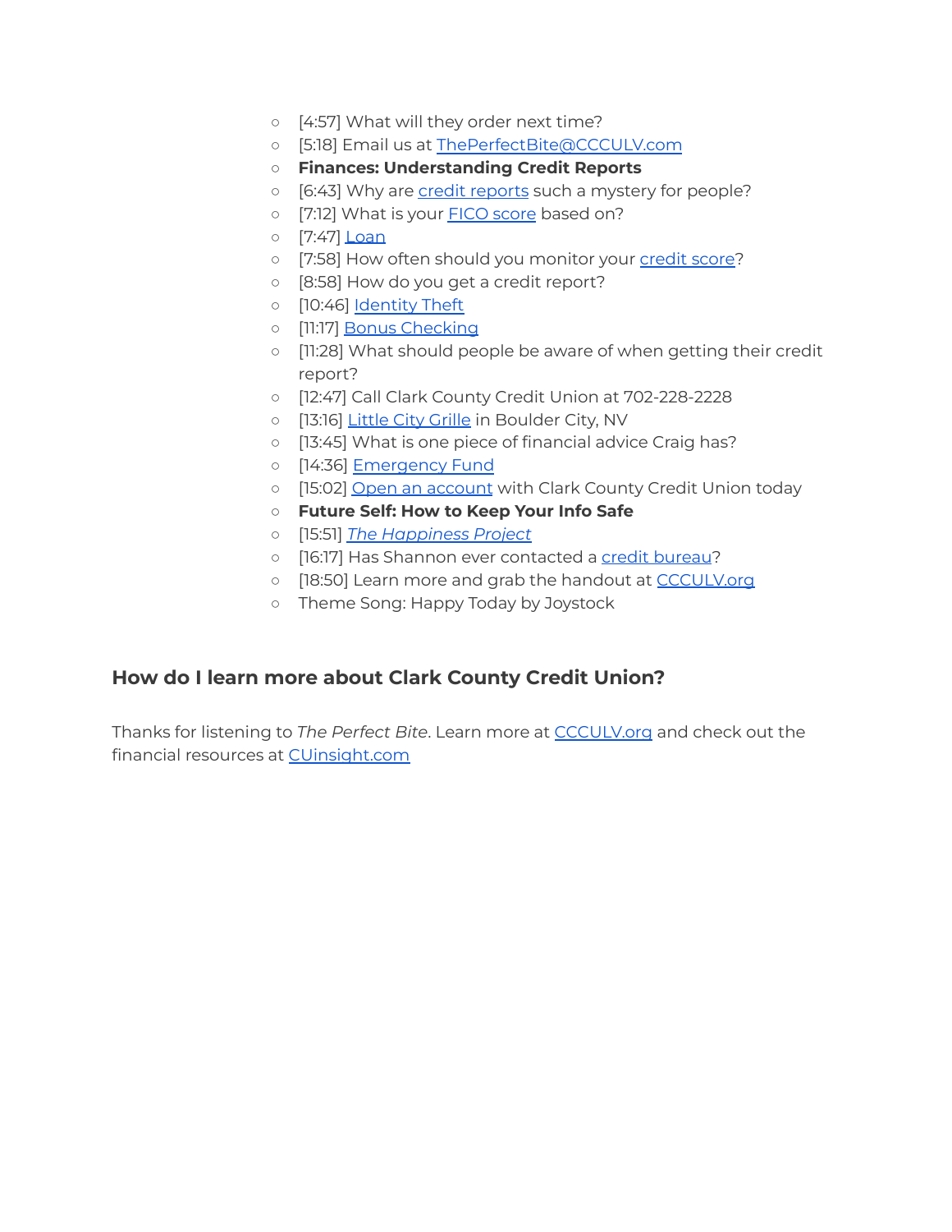- [4:57] What will they order next time?
- [5:18] Email us at ThePerfectBite@CCCULV.com
- **Finances: Understanding Credit Reports**
- [6:43] Why are credit reports such a mystery for people?
- [7:12] What is your FICO score based on?
- [7:47] Loan
- [7:58] How often should you monitor your credit score?
- [8:58] How do you get a credit report?
- [10:46] Identity Theft
- [11:17] Bonus Checking
- [11:28] What should people be aware of when getting their credit report?
- [12:47] Call Clark County Credit Union at 702-228-2228
- [13:16] Little City Grille in Boulder City, NV
- [13:45] What is one piece of financial advice Craig has?
- [14:36] Emergency Fund
- [15:02] Open an account with Clark County Credit Union today
- **Future Self: How to Keep Your Info Safe**
- [15:51] *The Happiness Project*
- [16:17] Has Shannon ever contacted a credit bureau?
- [18:50] Learn more and grab the handout at CCCULV.org
- Theme Song: Happy Today by Joystock

## How do I learn more about Clark County Credit Union?

Thanks for listening to *The Perfect Bite*. Learn more at CCCULV.org and check out the financial resources at CUinsight.com